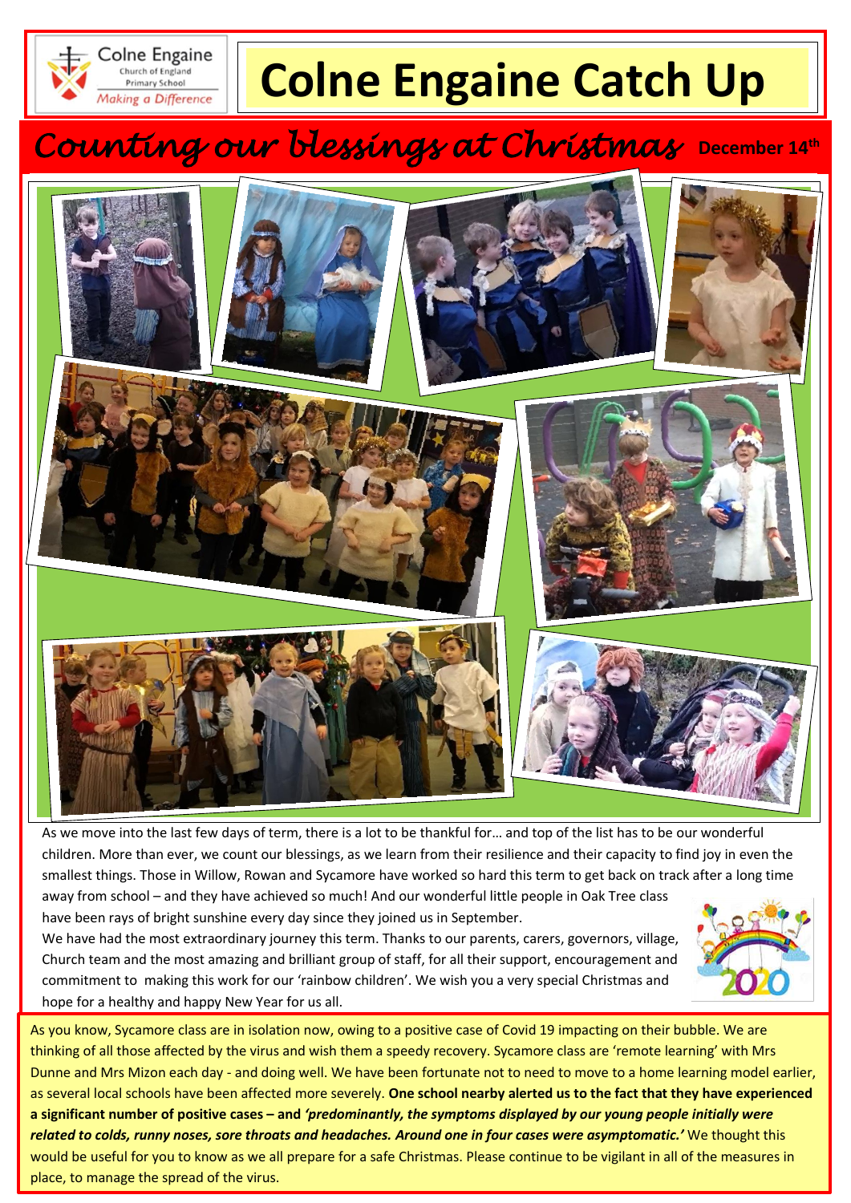Colne Engaine Church of England Primary School

*Making a Difference*

# Colne Engaine Catch Up

## *Counting our blessings at Christmas* **December 14th**

As we move into the last few days of term, there is a lot to be thankful for… and top of the list has to be our wonderful children. More than ever, we count our blessings, as we learn from their resilience and their capacity to find joy in even the smallest things. Those in Willow, Rowan and Sycamore have worked so hard this term to get back on track after a long time away from school – and they have achieved so much! And our wonderful little people in Oak Tree class have been rays of bright sunshine every day since they joined us in September.

We have had the most extraordinary journey this term. Thanks to our parents, carers, governors, village, Church team and the most amazing and brilliant group of staff, for all their support, encouragement and commitment to making this work for our 'rainbow children'. We wish you a very special Christmas and hope for a healthy and happy New Year for us all.

As you know, Sycamore class are in isolation now, owing to a positive case of Covid 19 impacting on their bubble. We are thinking of all those affected by the virus and wish them a speedy recovery. Sycamore class are 'remote learning' with Mrs Dunne and Mrs Mizon each day - and doing well. We have been fortunate not to need to move to a home learning model earlier, as several local schools have been affected more severely. **One school nearby alerted us to the fact that they have experienced a significant number of positive cases – and** ***'predominantly, the symptoms displayed by our young people initially were related to colds, runny noses, sore throats and headaches. Around one in four cases were asymptomatic.'*** We thought this would be useful for you to know as we all prepare for a safe Christmas. Please continue to be vigilant in all of the measures in place, to manage the spread of the virus.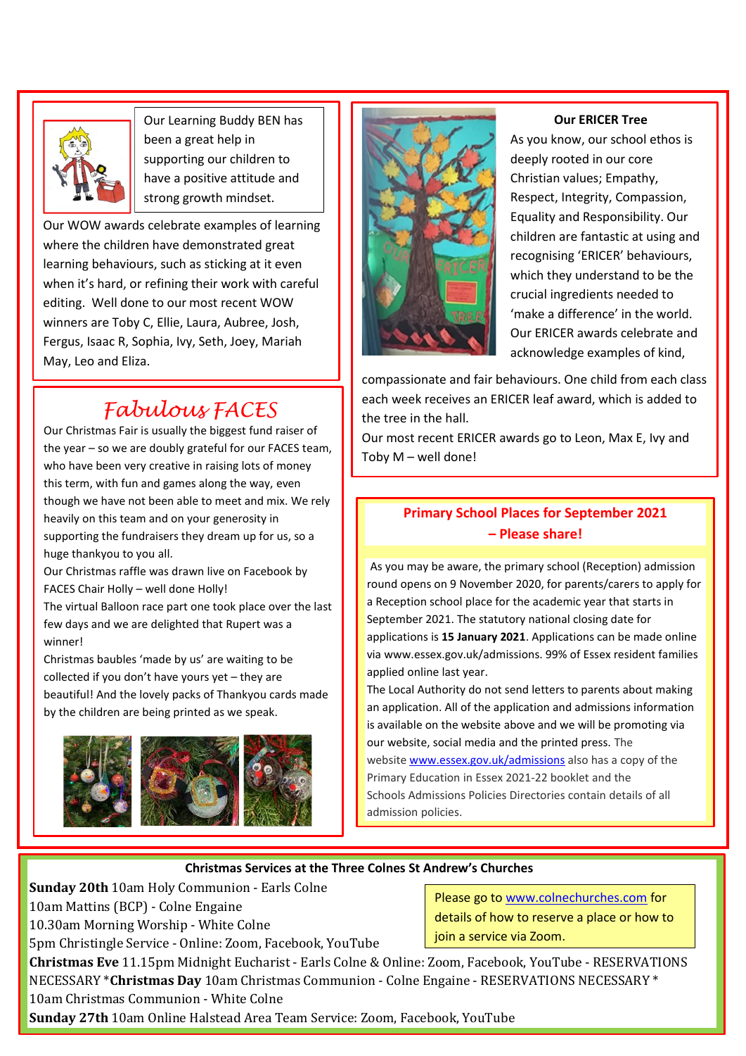Our Learning Buddy BEN has been a great help in supporting our children to have a positive attitude and strong growth mindset.

Our WOW awards celebrate examples of learning where the children have demonstrated great learning behaviours, such as sticking at it even when it's hard, or refining their work with careful editing. Well done to our most recent WOW winners are Toby C, Ellie, Laura, Aubree, Josh, Fergus, Isaac R, Sophia, Ivy, Seth, Joey, Mariah May, Leo and Eliza.

## Fabulous FACES

Our Christmas Fair is usually the biggest fund raiser of the year – so we are doubly grateful for our FACES team, who have been very creative in raising lots of money this term, with fun and games along the way, even though we have not been able to meet and mix. We rely heavily on this team and on your generosity in supporting the fundraisers they dream up for us, so a huge thankyou to you all.

Our Christmas raffle was drawn live on Facebook by FACES Chair Holly – well done Holly!

The virtual Balloon race part one took place over the last few days and we are delighted that Rupert was a winner!

Christmas baubles 'made by us' are waiting to be collected if you don't have yours yet – they are beautiful! And the lovely packs of Thankyou cards made by the children are being printed as we speak.

### Our ERICER Tree

As you know, our school ethos is deeply rooted in our core Christian values; Empathy, Respect, Integrity, Compassion, Equality and Responsibility. Our children are fantastic at using and recognising 'ERICER' behaviours, which they understand to be the crucial ingredients needed to 'make a difference' in the world. Our ERICER awards celebrate and acknowledge examples of kind, compassionate and fair behaviours. One child from each class each week receives an ERICER leaf award, which is added to the tree in the hall.

Our most recent ERICER awards go to Leon, Max E, Ivy and Toby M – well done!

### Primary School Places for September 2021 – Please share!

As you may be aware, the primary school (Reception) admission round opens on 9 November 2020, for parents/carers to apply for a Reception school place for the academic year that starts in September 2021. The statutory national closing date for applications is **15 January 2021**. Applications can be made online via www.essex.gov.uk/admissions. 99% of Essex resident families applied online last year.

The Local Authority do not send letters to parents about making an application. All of the application and admissions information is available on the website above and we will be promoting via our website, social media and the printed press. The website www.essex.gov.uk/admissions also has a copy of the Primary Education in Essex 2021-22 booklet and the Schools Admissions Policies Directories contain details of all admission policies.

### Christmas Services at the Three Colnes St Andrew's Churches

**Sunday 20th** 10am Holy Communion - Earls Colne
10am Mattins (BCP) - Colne Engaine
10.30am Morning Worship - White Colne
5pm Christingle Service - Online: Zoom, Facebook, YouTube
**Christmas Eve** 11.15pm Midnight Eucharist - Earls Colne & Online: Zoom, Facebook, YouTube - RESERVATIONS NECESSARY *
**Christmas Day** 10am Christmas Communion - Colne Engaine - RESERVATIONS NECESSARY *
10am Christmas Communion - White Colne
**Sunday 27th** 10am Online Halstead Area Team Service: Zoom, Facebook, YouTube

Please go to www.colnechurches.com for details of how to reserve a place or how to join a service via Zoom.